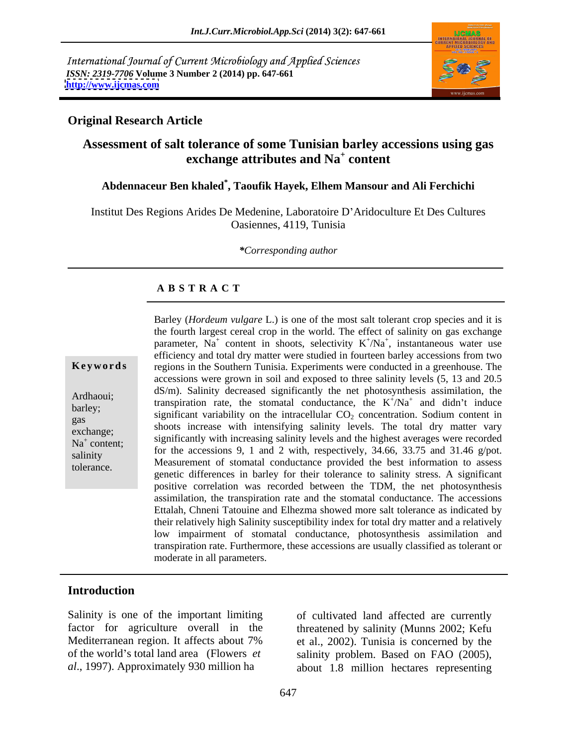International Journal of Current Microbiology and Applied Sciences
*ISSN: 2319-7706* **Volume 3 Number 2 (2014) pp. 647-661**
**http://www.ijcmas.com**

**Original Research Article**

# Assessment of salt tolerance of some Tunisian barley accessions using gas exchange attributes and $Na^+$ content

**Abdennaceur Ben khaled*, Taoufik Hayek, Elhem Mansour and Ali Ferchichi**

Institut Des Regions Arides De Medenine, Laboratoire D'Aridoculture Et Des Cultures Oasiennes, 4119, Tunisia

*\*Corresponding author*

## A B S T R A C T

**Keywords**

Ardhaoui; barley; gas exchange; $Na^+$ content; salinity tolerance.

Barley (*Hordeum vulgare* L.) is one of the most salt tolerant crop species and it is the fourth largest cereal crop in the world. The effect of salinity on gas exchange parameter, $Na^+$ content in shoots, selectivity $K^+/Na^+$, instantaneous water use efficiency and total dry matter were studied in fourteen barley accessions from two regions in the Southern Tunisia. Experiments were conducted in a greenhouse. The accessions were grown in soil and exposed to three salinity levels (5, 13 and 20.5 dS/m). Salinity decreased significantly the net photosynthesis assimilation, the transpiration rate, the stomatal conductance, the $K^+/Na^+$ and didn't induce significant variability on the intracellular $CO_2$ concentration. Sodium content in shoots increase with intensifying salinity levels. The total dry matter vary significantly with increasing salinity levels and the highest averages were recorded for the accessions 9, 1 and 2 with, respectively, 34.66, 33.75 and 31.46 g/pot. Measurement of stomatal conductance provided the best information to assess genetic differences in barley for their tolerance to salinity stress. A significant positive correlation was recorded between the TDM, the net photosynthesis assimilation, the transpiration rate and the stomatal conductance. The accessions Ettalah, Chneni Tatouine and Elhezma showed more salt tolerance as indicated by their relatively high Salinity susceptibility index for total dry matter and a relatively low impairment of stomatal conductance, photosynthesis assimilation and transpiration rate. Furthermore, these accessions are usually classified as tolerant or moderate in all parameters.

## Introduction

Salinity is one of the important limiting factor for agriculture overall in the Mediterranean region. It affects about 7% of the world's total land area (Flowers *et al*., 1997). Approximately 930 million ha of cultivated land affected are currently threatened by salinity (Munns 2002; Kefu et al., 2002). Tunisia is concerned by the salinity problem. Based on FAO (2005), about 1.8 million hectares representing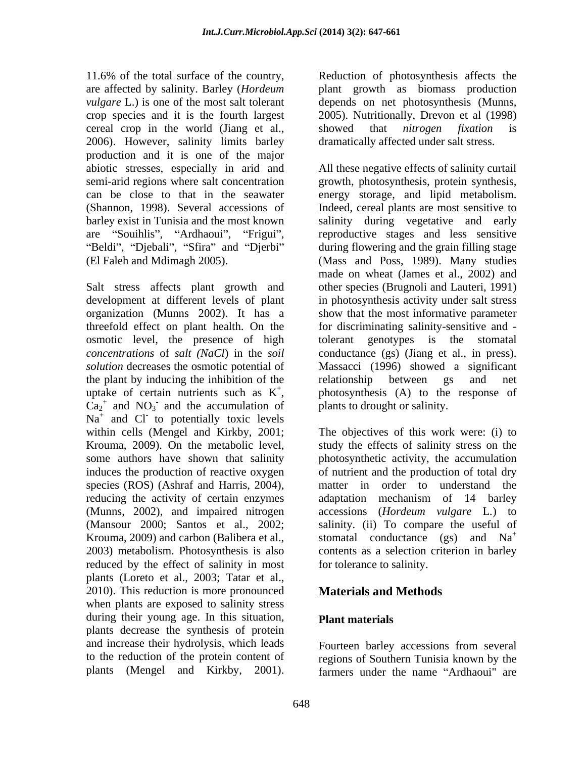11.6% of the total surface of the country, are affected by salinity. Barley (*Hordeum vulgare* L.) is one of the most salt tolerant crop species and it is the fourth largest cereal crop in the world (Jiang et al., 2006). However, salinity limits barley production and it is one of the major abiotic stresses, especially in arid and semi-arid regions where salt concentration can be close to that in the seawater (Shannon, 1998). Several accessions of barley exist in Tunisia and the most known are "Souihlis", "Ardhaoui", "Frigui", "Beldi", "Djebali", "Sfira" and "Djerbi" (El Faleh and Mdimagh 2005).

Salt stress affects plant growth and development at different levels of plant organization (Munns 2002). It has a threefold effect on plant health. On the osmotic level, the presence of high *concentrations* of *salt (NaCl*) in the *soil solution* decreases the osmotic potential of the plant by inducing the inhibition of the uptake of certain nutrients such as $K^+$, $Ca_2^+$ and $NO_3^-$ and the accumulation of $Na^+$ and $Cl^-$ to potentially toxic levels within cells (Mengel and Kirkby, 2001; Krouma, 2009). On the metabolic level, some authors have shown that salinity induces the production of reactive oxygen species (ROS) (Ashraf and Harris, 2004), reducing the activity of certain enzymes (Munns, 2002), and impaired nitrogen (Mansour 2000; Santos et al., 2002; Krouma, 2009) and carbon (Balibera et al., 2003) metabolism. Photosynthesis is also reduced by the effect of salinity in most plants (Loreto et al., 2003; Tatar et al., 2010). This reduction is more pronounced when plants are exposed to salinity stress during their young age. In this situation, plants decrease the synthesis of protein and increase their hydrolysis, which leads to the reduction of the protein content of plants (Mengel and Kirkby, 2001). Reduction of photosynthesis affects the plant growth as biomass production depends on net photosynthesis (Munns, 2005). Nutritionally, Drevon et al (1998) showed that *nitrogen fixation* is dramatically affected under salt stress.

All these negative effects of salinity curtail growth, photosynthesis, protein synthesis, energy storage, and lipid metabolism. Indeed, cereal plants are most sensitive to salinity during vegetative and early reproductive stages and less sensitive during flowering and the grain filling stage (Mass and Poss, 1989). Many studies made on wheat (James et al., 2002) and other species (Brugnoli and Lauteri, 1991) in photosynthesis activity under salt stress show that the most informative parameter for discriminating salinity-sensitive and -tolerant genotypes is the stomatal conductance (gs) (Jiang et al., in press). Massacci (1996) showed a significant relationship between gs and net photosynthesis (A) to the response of plants to drought or salinity.

The objectives of this work were: (i) to study the effects of salinity stress on the photosynthetic activity, the accumulation of nutrient and the production of total dry matter in order to understand the adaptation mechanism of 14 barley accessions (*Hordeum vulgare* L.) to salinity. (ii) To compare the useful of stomatal conductance (gs) and $Na^+$ contents as a selection criterion in barley for tolerance to salinity.

## Materials and Methods

### Plant materials

Fourteen barley accessions from several regions of Southern Tunisia known by the farmers under the name "Ardhaoui" are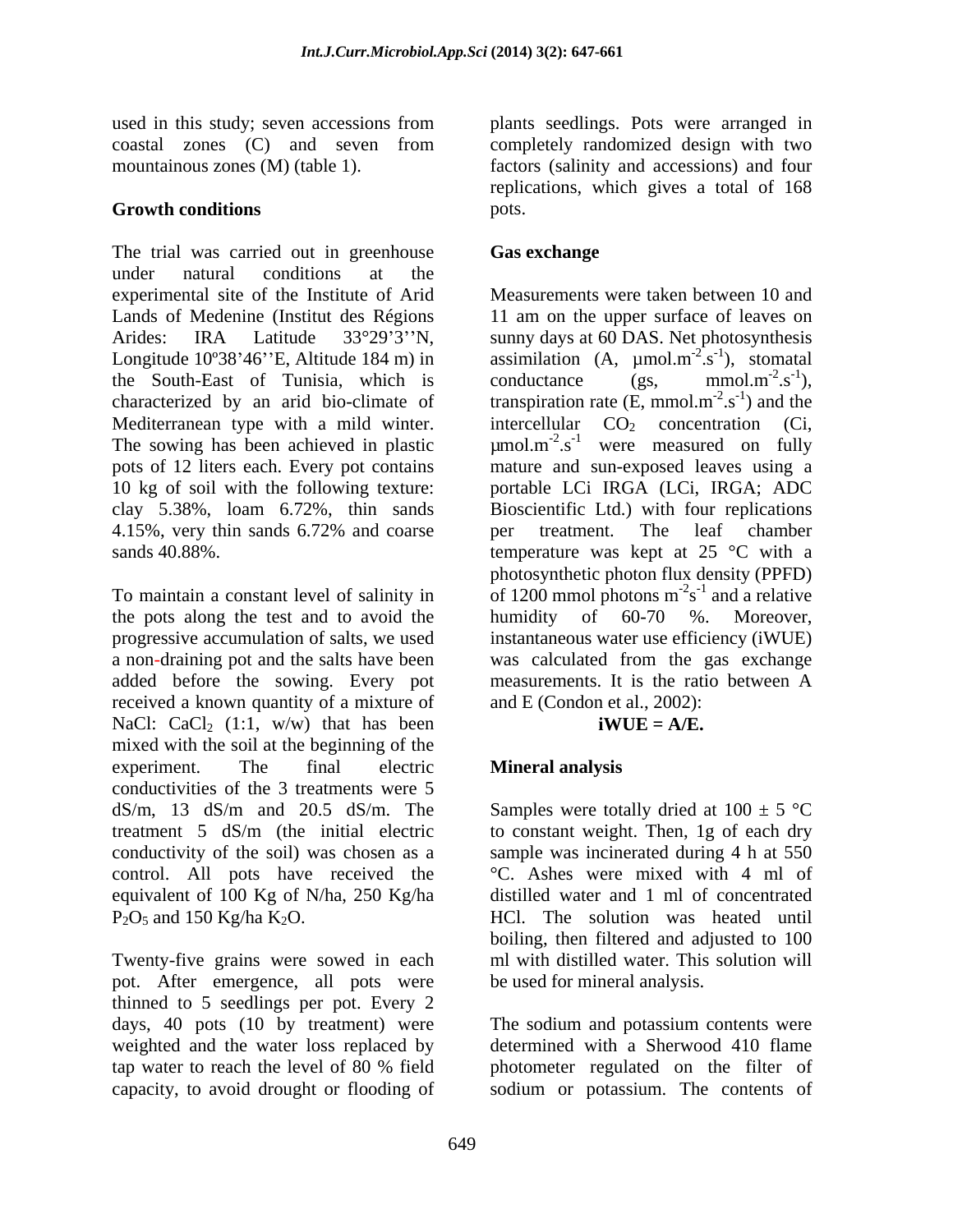used in this study; seven accessions from coastal zones (C) and seven from mountainous zones (M) (table 1).

## Growth conditions

The trial was carried out in greenhouse under natural conditions at the experimental site of the Institute of Arid Lands of Medenine (Institut des Régions Arides: IRA Latitude 33°29'3''N, Longitude 10º38'46''E, Altitude 184 m) in the South-East of Tunisia, which is characterized by an arid bio-climate of Mediterranean type with a mild winter. The sowing has been achieved in plastic pots of 12 liters each. Every pot contains 10 kg of soil with the following texture: clay 5.38%, loam 6.72%, thin sands 4.15%, very thin sands 6.72% and coarse sands 40.88%.

To maintain a constant level of salinity in the pots along the test and to avoid the progressive accumulation of salts, we used a non-draining pot and the salts have been added before the sowing. Every pot received a known quantity of a mixture of NaCl: $CaCl_2$ (1:1, w/w) that has been mixed with the soil at the beginning of the experiment. The final electric conductivities of the 3 treatments were 5 dS/m, 13 dS/m and 20.5 dS/m. The treatment 5 dS/m (the initial electric conductivity of the soil) was chosen as a control. All pots have received the equivalent of 100 Kg of N/ha, 250 Kg/ha $P_2O_5$ and 150 Kg/ha $K_2O$.

Twenty-five grains were sowed in each pot. After emergence, all pots were thinned to 5 seedlings per pot. Every 2 days, 40 pots (10 by treatment) were weighted and the water loss replaced by tap water to reach the level of 80 % field capacity, to avoid drought or flooding of plants seedlings. Pots were arranged in completely randomized design with two factors (salinity and accessions) and four replications, which gives a total of 168 pots.

## Gas exchange

Measurements were taken between 10 and 11 am on the upper surface of leaves on sunny days at 60 DAS. Net photosynthesis assimilation (A, µmol.m$^{-2}$.s$^{-1}$), stomatal conductance (gs, mmol.m$^{-2}$.s$^{-1}$), transpiration rate (E, mmol.m$^{-2}$.s$^{-1}$) and the intercellular $CO_2$ concentration (Ci, µmol.m$^{-2}$.s$^{-1}$ were measured on fully mature and sun-exposed leaves using a portable LCi IRGA (LCi, IRGA; ADC Bioscientific Ltd.) with four replications per treatment. The leaf chamber temperature was kept at 25 °C with a photosynthetic photon flux density (PPFD) of 1200 mmol photons m$^{-2}$s$^{-1}$ and a relative humidity of 60-70 %. Moreover, instantaneous water use efficiency (iWUE) was calculated from the gas exchange measurements. It is the ratio between A and E (Condon et al., 2002):

$$\mathbf{iWUE = A/E.}$$

## Mineral analysis

Samples were totally dried at 100 ± 5 °C to constant weight. Then, 1g of each dry sample was incinerated during 4 h at 550 °C. Ashes were mixed with 4 ml of distilled water and 1 ml of concentrated HCl. The solution was heated until boiling, then filtered and adjusted to 100 ml with distilled water. This solution will be used for mineral analysis.

The sodium and potassium contents were determined with a Sherwood 410 flame photometer regulated on the filter of sodium or potassium. The contents of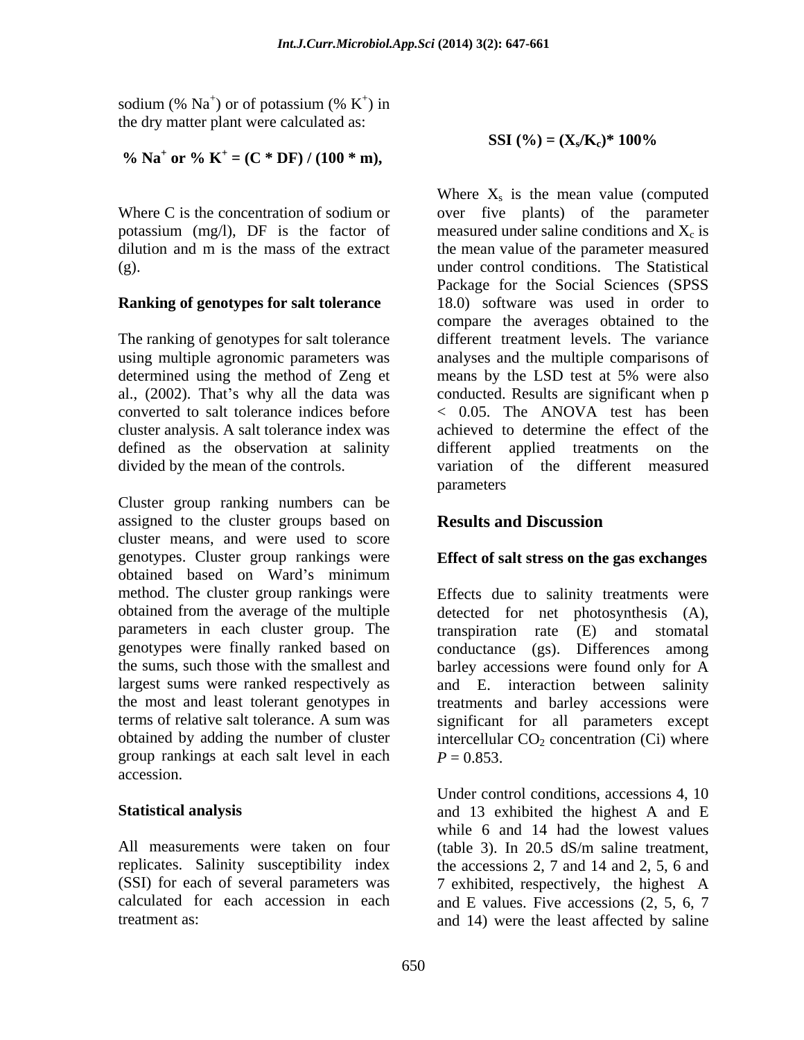sodium (% $Na^+$) or of potassium (% $K^+$) in the dry matter plant were calculated as:

$$\% Na^+ \text{ or } \% K^+ = (C * DF) / (100 * m),$$

Where C is the concentration of sodium or potassium (mg/l), DF is the factor of dilution and m is the mass of the extract (g).

**Ranking of genotypes for salt tolerance**

The ranking of genotypes for salt tolerance using multiple agronomic parameters was determined using the method of Zeng et al., (2002). That's why all the data was converted to salt tolerance indices before cluster analysis. A salt tolerance index was defined as the observation at salinity divided by the mean of the controls.

Cluster group ranking numbers can be assigned to the cluster groups based on cluster means, and were used to score genotypes. Cluster group rankings were obtained based on Ward's minimum method. The cluster group rankings were obtained from the average of the multiple parameters in each cluster group. The genotypes were finally ranked based on the sums, such those with the smallest and largest sums were ranked respectively as the most and least tolerant genotypes in terms of relative salt tolerance. A sum was obtained by adding the number of cluster group rankings at each salt level in each accession.

**Statistical analysis**

All measurements were taken on four replicates. Salinity susceptibility index (SSI) for each of several parameters was calculated for each accession in each treatment as:

$$\textbf{SSI (\%)} = (X_s/K_c) * 100\%$$

Where $X_s$ is the mean value (computed over five plants) of the parameter measured under saline conditions and $X_c$ is the mean value of the parameter measured under control conditions. The Statistical Package for the Social Sciences (SPSS 18.0) software was used in order to compare the averages obtained to the different treatment levels. The variance analyses and the multiple comparisons of means by the LSD test at 5% were also conducted. Results are significant when $p < 0.05$. The ANOVA test has been achieved to determine the effect of the different applied treatments on the variation of the different measured parameters

## Results and Discussion

**Effect of salt stress on the gas exchanges**

Effects due to salinity treatments were detected for net photosynthesis (A), transpiration rate (E) and stomatal conductance (gs). Differences among barley accessions were found only for A and E. interaction between salinity treatments and barley accessions were significant for all parameters except intercellular $CO_2$ concentration (Ci) where $P = 0.853$.

Under control conditions, accessions 4, 10 and 13 exhibited the highest A and E while 6 and 14 had the lowest values (table 3). In 20.5 dS/m saline treatment, the accessions 2, 7 and 14 and 2, 5, 6 and 7 exhibited, respectively, the highest A and E values. Five accessions (2, 5, 6, 7 and 14) were the least affected by saline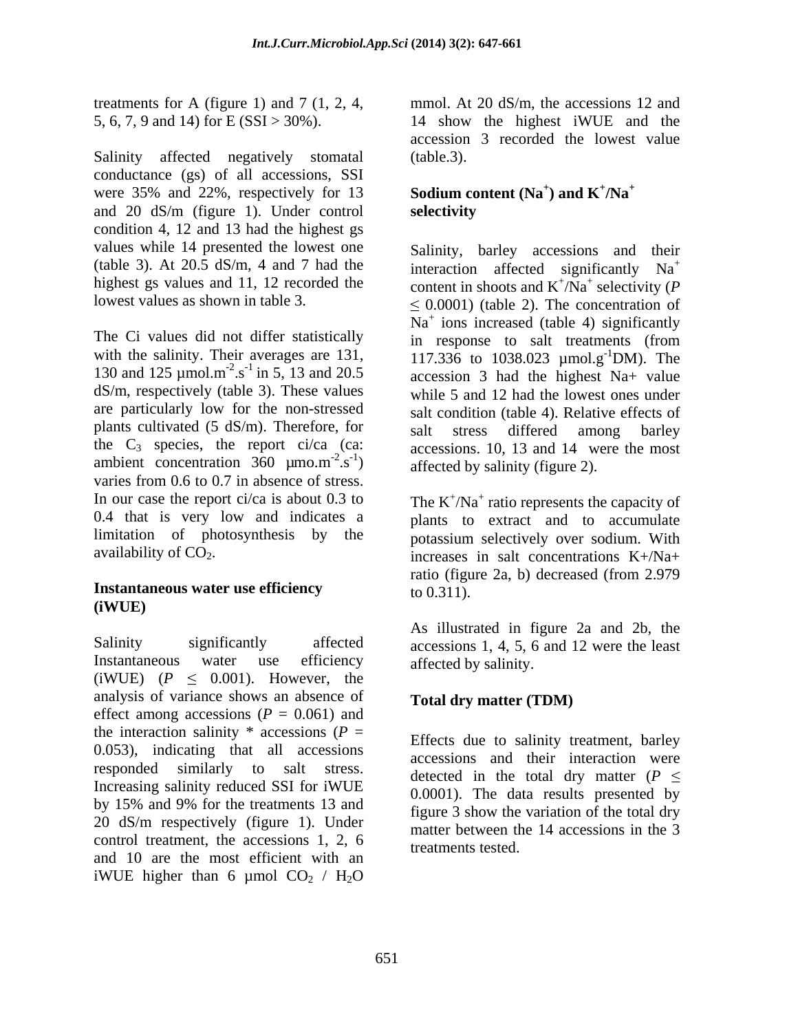treatments for A (figure 1) and 7 (1, 2, 4, 5, 6, 7, 9 and 14) for E (SSI > 30%).

Salinity affected negatively stomatal conductance (gs) of all accessions, SSI were 35% and 22%, respectively for 13 and 20 dS/m (figure 1). Under control condition 4, 12 and 13 had the highest gs values while 14 presented the lowest one (table 3). At 20.5 dS/m, 4 and 7 had the highest gs values and 11, 12 recorded the lowest values as shown in table 3.

The Ci values did not differ statistically with the salinity. Their averages are 131, 130 and 125 $\mu mol.m^{-2}.s^{-1}$ in 5, 13 and 20.5 dS/m, respectively (table 3). These values are particularly low for the non-stressed plants cultivated (5 dS/m). Therefore, for the $C_3$ species, the report ci/ca (ca: ambient concentration 360 $\mu mo.m^{-2}.s^{-1}$) varies from 0.6 to 0.7 in absence of stress. In our case the report ci/ca is about 0.3 to 0.4 that is very low and indicates a limitation of photosynthesis by the availability of $CO_2$.

### Instantaneous water use efficiency (iWUE)

Salinity significantly affected Instantaneous water use efficiency (iWUE) ($P \leq 0.001$). However, the analysis of variance shows an absence of effect among accessions ($P$ = 0.061) and the interaction salinity * accessions ($P$ = 0.053), indicating that all accessions responded similarly to salt stress. Increasing salinity reduced SSI for iWUE by 15% and 9% for the treatments 13 and 20 dS/m respectively (figure 1). Under control treatment, the accessions 1, 2, 6 and 10 are the most efficient with an iWUE higher than 6 µmol $CO_2$ / $H_2O$ mmol. At 20 dS/m, the accessions 12 and 14 show the highest iWUE and the accession 3 recorded the lowest value (table.3).

### Sodium content ($Na^+$) and $K^+/Na^+$ selectivity

Salinity, barley accessions and their interaction affected significantly $Na^+$ content in shoots and $K^+/Na^+$ selectivity ($P \leq 0.0001$) (table 2). The concentration of $Na^+$ ions increased (table 4) significantly in response to salt treatments (from 117.336 to 1038.023 $\mu mol.g^{-1}DM$). The accession 3 had the highest Na+ value while 5 and 12 had the lowest ones under salt condition (table 4). Relative effects of salt stress differed among barley accessions. 10, 13 and 14 were the most affected by salinity (figure 2).

The $K^+/Na^+$ ratio represents the capacity of plants to extract and to accumulate potassium selectively over sodium. With increases in salt concentrations K+/Na+ ratio (figure 2a, b) decreased (from 2.979 to 0.311).

As illustrated in figure 2a and 2b, the accessions 1, 4, 5, 6 and 12 were the least affected by salinity.

### Total dry matter (TDM)

Effects due to salinity treatment, barley accessions and their interaction were detected in the total dry matter ($P \leq 0.0001$). The data results presented by figure 3 show the variation of the total dry matter between the 14 accessions in the 3 treatments tested.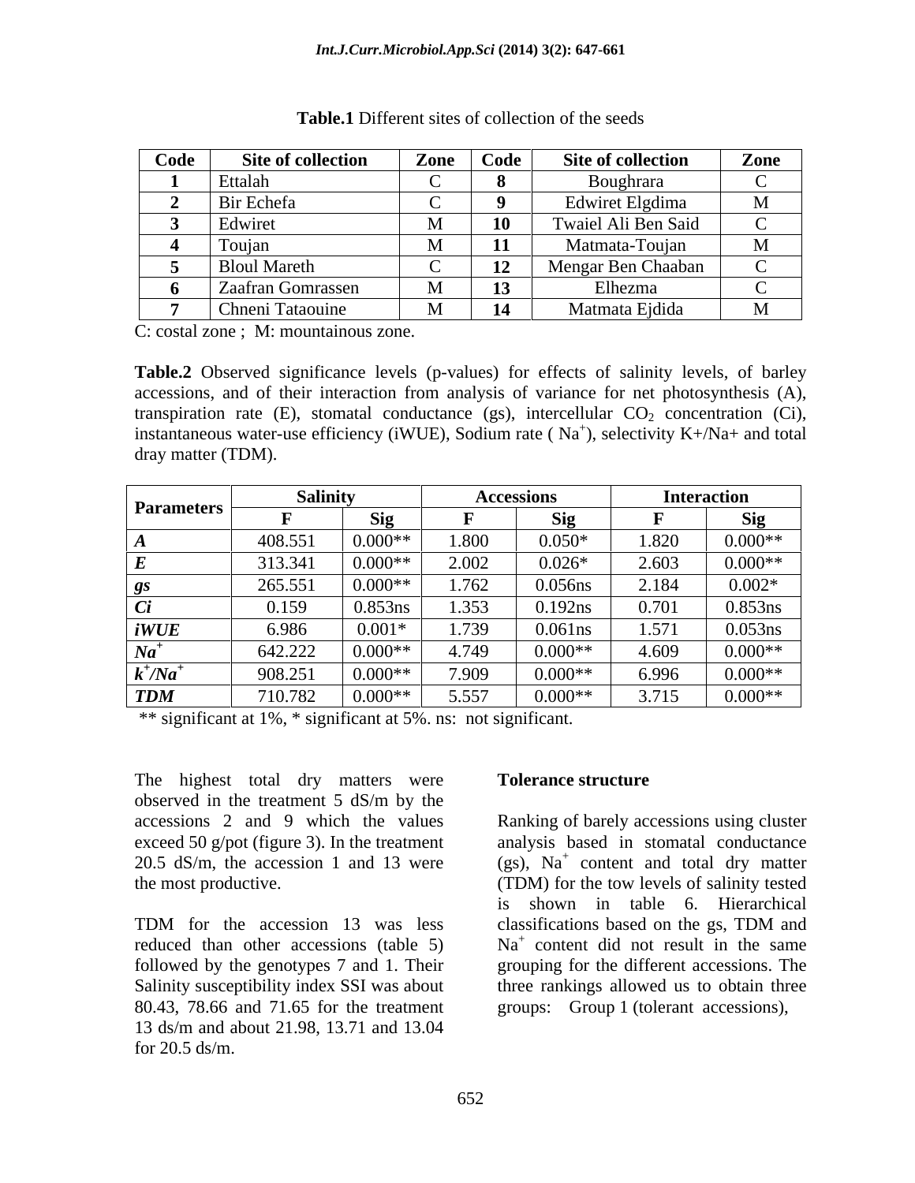**Table.1** Different sites of collection of the seeds

| Code | Site of collection | Zone | Code | Site of collection | Zone |
|---|---|---|---|---|---|
| **1** | Ettalah | C | **8** | Boughrara | C |
| **2** | Bir Echefa | C | **9** | Edwiret Elgdima | M |
| **3** | Edwiret | M | **10** | Twaiel Ali Ben Said | C |
| **4** | Toujan | M | **11** | Matmata-Toujan | M |
| **5** | Bloul Mareth | C | **12** | Mengar Ben Chaaban | C |
| **6** | Zaafran Gomrassen | M | **13** | Elhezma | C |
| **7** | Chneni Tataouine | M | **14** | Matmata Ejdida | M |

C: costal zone ; M: mountainous zone.

**Table.2** Observed significance levels (p-values) for effects of salinity levels, of barley accessions, and of their interaction from analysis of variance for net photosynthesis (A), transpiration rate (E), stomatal conductance (gs), intercellular $CO_2$ concentration (Ci), instantaneous water-use efficiency (iWUE), Sodium rate ( $Na^+$), selectivity K+/Na+ and total dray matter (TDM).

| Parameters | Salinity | | Accessions | | Interaction | |
|---|---|---|---|---|---|---|
| | F | Sig | F | Sig | F | Sig |
| ***A*** | 408.551 | 0.000** | 1.800 | 0.050* | 1.820 | 0.000** |
| ***E*** | 313.341 | 0.000** | 2.002 | 0.026* | 2.603 | 0.000** |
| ***gs*** | 265.551 | 0.000** | 1.762 | 0.056ns | 2.184 | 0.002* |
| ***Ci*** | 0.159 | 0.853ns | 1.353 | 0.192ns | 0.701 | 0.853ns |
| ***iWUE*** | 6.986 | 0.001* | 1.739 | 0.061ns | 1.571 | 0.053ns |
| ***$Na^+$*** | 642.222 | 0.000** | 4.749 | 0.000** | 4.609 | 0.000** |
| ***$k^+/Na^+$*** | 908.251 | 0.000** | 7.909 | 0.000** | 6.996 | 0.000** |
| ***TDM*** | 710.782 | 0.000** | 5.557 | 0.000** | 3.715 | 0.000** |

** significant at 1%, * significant at 5%. ns: not significant.

The highest total dry matters were observed in the treatment 5 dS/m by the accessions 2 and 9 which the values exceed 50 g/pot (figure 3). In the treatment 20.5 dS/m, the accession 1 and 13 were the most productive.

TDM for the accession 13 was less reduced than other accessions (table 5) followed by the genotypes 7 and 1. Their Salinity susceptibility index SSI was about 80.43, 78.66 and 71.65 for the treatment 13 ds/m and about 21.98, 13.71 and 13.04 for 20.5 ds/m.

**Tolerance structure**

Ranking of barely accessions using cluster analysis based in stomatal conductance (gs), $Na^+$ content and total dry matter (TDM) for the tow levels of salinity tested is shown in table 6. Hierarchical classifications based on the gs, TDM and $Na^+$ content did not result in the same grouping for the different accessions. The three rankings allowed us to obtain three groups: Group 1 (tolerant accessions),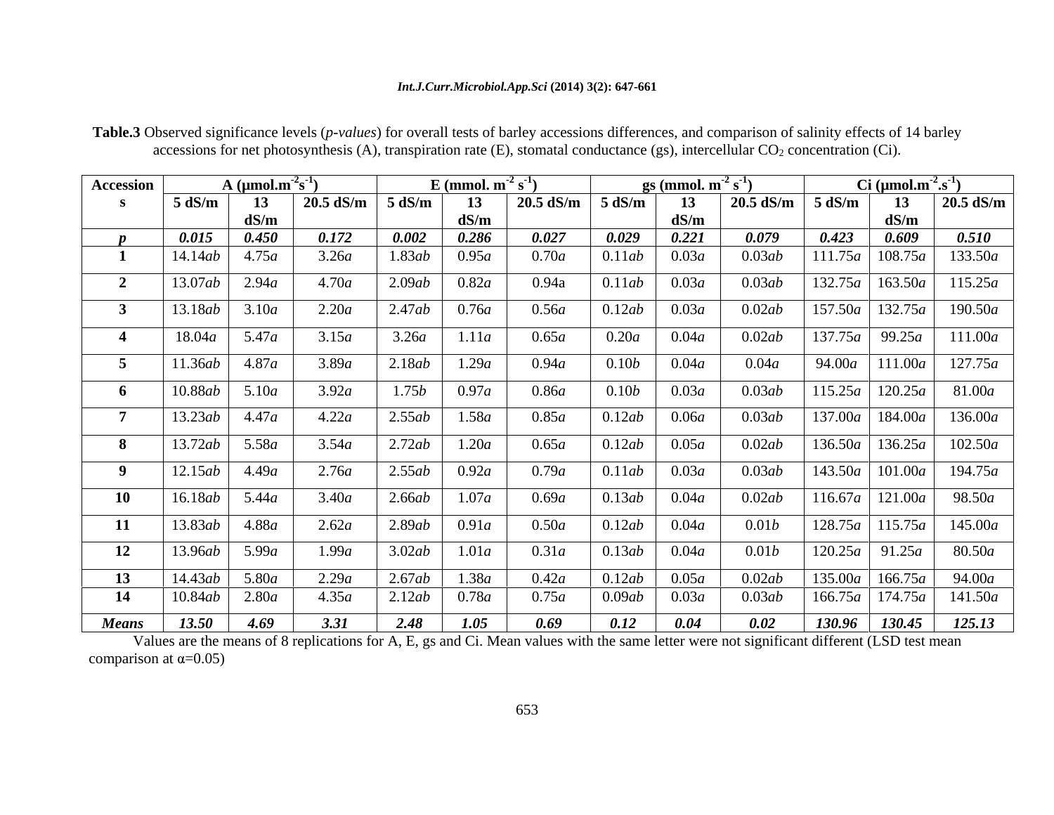**Table.3** Observed significance levels (*p-values*) for overall tests of barley accessions differences, and comparison of salinity effects of 14 barley accessions for net photosynthesis (A), transpiration rate (E), stomatal conductance (gs), intercellular $CO_2$ concentration (Ci).

| Accessions | A ($\mu mol.m^{-2}s^{-1}$) | | | E ($mmol. m^{-2} s^{-1}$) | | | gs ($mmol. m^{-2} s^{-1}$) | | | Ci ($\mu mol.m^{-2}.s^{-1}$) | | |
|---|---|---|---|---|---|---|---|---|---|---|---|---|
| | 5 dS/m | 13 dS/m | 20.5 dS/m | 5 dS/m | 13 dS/m | 20.5 dS/m | 5 dS/m | 13 dS/m | 20.5 dS/m | 5 dS/m | 13 dS/m | 20.5 dS/m |
| ***p*** | ***0.015*** | ***0.450*** | ***0.172*** | ***0.002*** | ***0.286*** | ***0.027*** | ***0.029*** | ***0.221*** | ***0.079*** | ***0.423*** | ***0.609*** | ***0.510*** |
| **1** | 14.14*ab* | 4.75*a* | 3.26*a* | 1.83*ab* | 0.95*a* | 0.70*a* | 0.11*ab* | 0.03*a* | 0.03*ab* | 111.75*a* | 108.75*a* | 133.50*a* |
| **2** | 13.07*ab* | 2.94*a* | 4.70*a* | 2.09*ab* | 0.82*a* | 0.94a | 0.11*ab* | 0.03*a* | 0.03*ab* | 132.75*a* | 163.50*a* | 115.25*a* |
| **3** | 13.18*ab* | 3.10*a* | 2.20*a* | 2.47*ab* | 0.76*a* | 0.56*a* | 0.12*ab* | 0.03*a* | 0.02*ab* | 157.50*a* | 132.75*a* | 190.50*a* |
| **4** | 18.04*a* | 5.47*a* | 3.15*a* | 3.26*a* | 1.11*a* | 0.65*a* | 0.20*a* | 0.04*a* | 0.02*ab* | 137.75*a* | 99.25*a* | 111.00*a* |
| **5** | 11.36*ab* | 4.87*a* | 3.89*a* | 2.18*ab* | 1.29*a* | 0.94*a* | 0.10*b* | 0.04*a* | 0.04*a* | 94.00*a* | 111.00*a* | 127.75*a* |
| **6** | 10.88*ab* | 5.10*a* | 3.92*a* | 1.75*b* | 0.97*a* | 0.86*a* | 0.10*b* | 0.03*a* | 0.03*ab* | 115.25*a* | 120.25*a* | 81.00*a* |
| **7** | 13.23*ab* | 4.47*a* | 4.22*a* | 2.55*ab* | 1.58*a* | 0.85*a* | 0.12*ab* | 0.06*a* | 0.03*ab* | 137.00*a* | 184.00*a* | 136.00*a* |
| **8** | 13.72*ab* | 5.58*a* | 3.54*a* | 2.72*ab* | 1.20*a* | 0.65*a* | 0.12*ab* | 0.05*a* | 0.02*ab* | 136.50*a* | 136.25*a* | 102.50*a* |
| **9** | 12.15*ab* | 4.49*a* | 2.76*a* | 2.55*ab* | 0.92*a* | 0.79*a* | 0.11*ab* | 0.03*a* | 0.03*ab* | 143.50*a* | 101.00*a* | 194.75*a* |
| **10** | 16.18*ab* | 5.44*a* | 3.40*a* | 2.66*ab* | 1.07*a* | 0.69*a* | 0.13*ab* | 0.04*a* | 0.02*ab* | 116.67*a* | 121.00*a* | 98.50*a* |
| **11** | 13.83*ab* | 4.88*a* | 2.62*a* | 2.89*ab* | 0.91*a* | 0.50*a* | 0.12*ab* | 0.04*a* | 0.01*b* | 128.75*a* | 115.75*a* | 145.00*a* |
| **12** | 13.96*ab* | 5.99*a* | 1.99*a* | 3.02*ab* | 1.01*a* | 0.31*a* | 0.13*ab* | 0.04*a* | 0.01*b* | 120.25*a* | 91.25*a* | 80.50*a* |
| **13** | 14.43*ab* | 5.80*a* | 2.29*a* | 2.67*ab* | 1.38*a* | 0.42*a* | 0.12*ab* | 0.05*a* | 0.02*ab* | 135.00*a* | 166.75*a* | 94.00*a* |
| **14** | 10.84*ab* | 2.80*a* | 4.35*a* | 2.12*ab* | 0.78*a* | 0.75*a* | 0.09*ab* | 0.03*a* | 0.03*ab* | 166.75*a* | 174.75*a* | 141.50*a* |
| ***Means*** | ***13.50*** | ***4.69*** | ***3.31*** | ***2.48*** | ***1.05*** | ***0.69*** | ***0.12*** | ***0.04*** | ***0.02*** | ***130.96*** | ***130.45*** | ***125.13*** |

Values are the means of 8 replications for A, E, gs and Ci. Mean values with the same letter were not significant different (LSD test mean comparison at $\alpha$=0.05)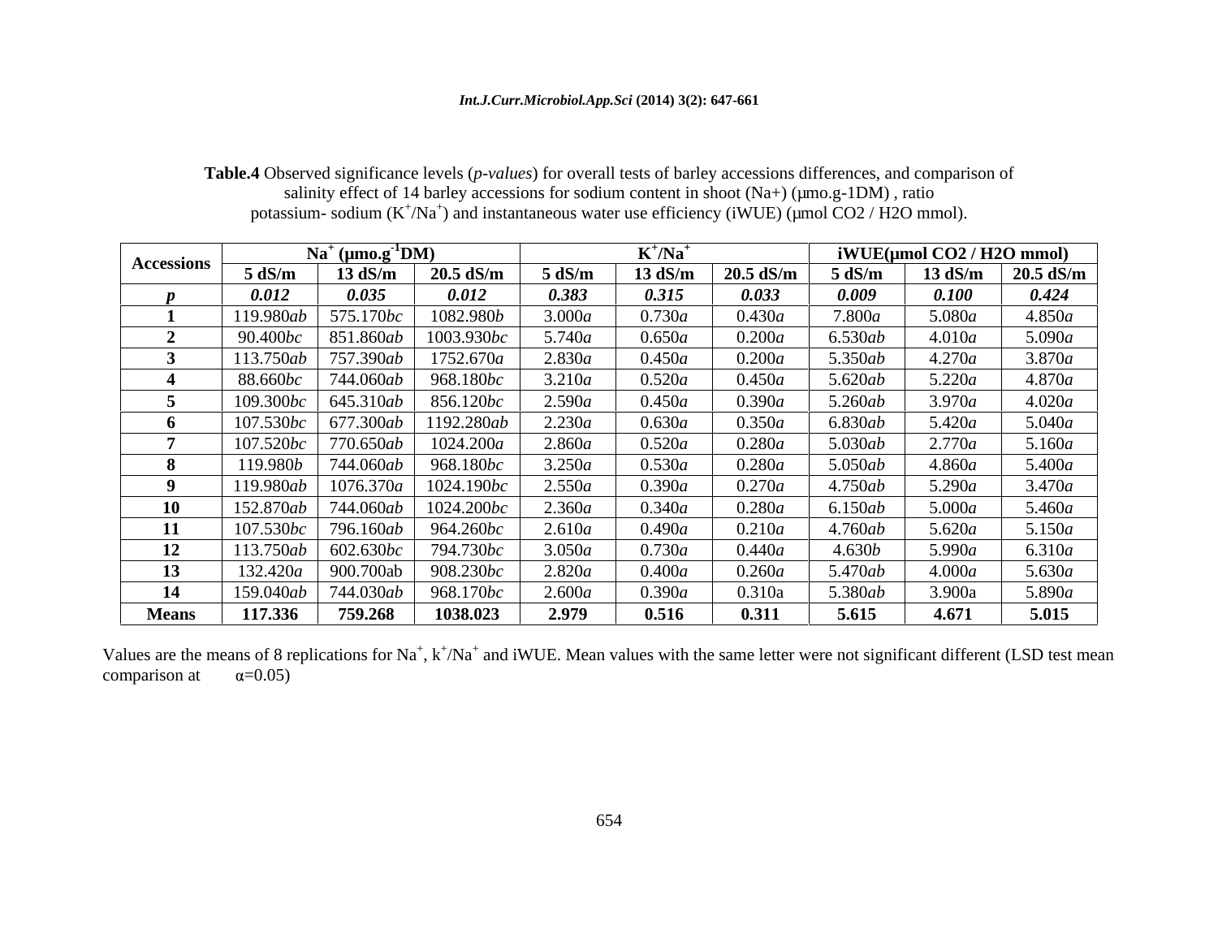**Table.4** Observed significance levels (*p-values*) for overall tests of barley accessions differences, and comparison of salinity effect of 14 barley accessions for sodium content in shoot (Na+) (µmo.g-1DM) , ratio potassium- sodium ($K^+/Na^+$) and instantaneous water use efficiency (iWUE) (µmol $CO_2$ / $H_2O$ mmol).

| Accessions | $Na^+$ (µmo.g$^{-1}$DM) | | | $K^+/Na^+$ | | | iWUE(µmol $CO_2$ / $H_2O$ mmol) | | |
|---|---|---|---|---|---|---|---|---|---|
| | **5 dS/m** | **13 dS/m** | **20.5 dS/m** | **5 dS/m** | **13 dS/m** | **20.5 dS/m** | **5 dS/m** | **13 dS/m** | **20.5 dS/m** |
| ***p*** | ***0.012*** | ***0.035*** | ***0.012*** | ***0.383*** | ***0.315*** | ***0.033*** | ***0.009*** | ***0.100*** | ***0.424*** |
| **1** | 119.980*ab* | 575.170*bc* | 1082.980*b* | 3.000*a* | 0.730*a* | 0.430*a* | 7.800*a* | 5.080*a* | 4.850*a* |
| **2** | 90.400*bc* | 851.860*ab* | 1003.930*bc* | 5.740*a* | 0.650*a* | 0.200*a* | 6.530*ab* | 4.010*a* | 5.090*a* |
| **3** | 113.750*ab* | 757.390*ab* | 1752.670*a* | 2.830*a* | 0.450*a* | 0.200*a* | 5.350*ab* | 4.270*a* | 3.870*a* |
| **4** | 88.660*bc* | 744.060*ab* | 968.180*bc* | 3.210*a* | 0.520*a* | 0.450*a* | 5.620*ab* | 5.220*a* | 4.870*a* |
| **5** | 109.300*bc* | 645.310*ab* | 856.120*bc* | 2.590*a* | 0.450*a* | 0.390*a* | 5.260*ab* | 3.970*a* | 4.020*a* |
| **6** | 107.530*bc* | 677.300*ab* | 1192.280*ab* | 2.230*a* | 0.630*a* | 0.350*a* | 6.830*ab* | 5.420*a* | 5.040*a* |
| **7** | 107.520*bc* | 770.650*ab* | 1024.200*a* | 2.860*a* | 0.520*a* | 0.280*a* | 5.030*ab* | 2.770*a* | 5.160*a* |
| **8** | 119.980*b* | 744.060*ab* | 968.180*bc* | 3.250*a* | 0.530*a* | 0.280*a* | 5.050*ab* | 4.860*a* | 5.400*a* |
| **9** | 119.980*ab* | 1076.370*a* | 1024.190*bc* | 2.550*a* | 0.390*a* | 0.270*a* | 4.750*ab* | 5.290*a* | 3.470*a* |
| **10** | 152.870*ab* | 744.060*ab* | 1024.200*bc* | 2.360*a* | 0.340*a* | 0.280*a* | 6.150*ab* | 5.000*a* | 5.460*a* |
| **11** | 107.530*bc* | 796.160*ab* | 964.260*bc* | 2.610*a* | 0.490*a* | 0.210*a* | 4.760*ab* | 5.620*a* | 5.150*a* |
| **12** | 113.750*ab* | 602.630*bc* | 794.730*bc* | 3.050*a* | 0.730*a* | 0.440*a* | 4.630*b* | 5.990*a* | 6.310*a* |
| **13** | 132.420*a* | 900.700ab | 908.230*bc* | 2.820*a* | 0.400*a* | 0.260*a* | 5.470*ab* | 4.000*a* | 5.630*a* |
| **14** | 159.040*ab* | 744.030*ab* | 968.170*bc* | 2.600*a* | 0.390*a* | 0.310a | 5.380*ab* | 3.900a | 5.890*a* |
| **Means** | **117.336** | **759.268** | **1038.023** | **2.979** | **0.516** | **0.311** | **5.615** | **4.671** | **5.015** |

Values are the means of 8 replications for $Na^+$, $k^+/Na^+$ and iWUE. Mean values with the same letter were not significant different (LSD test mean comparison at $\alpha$=0.05)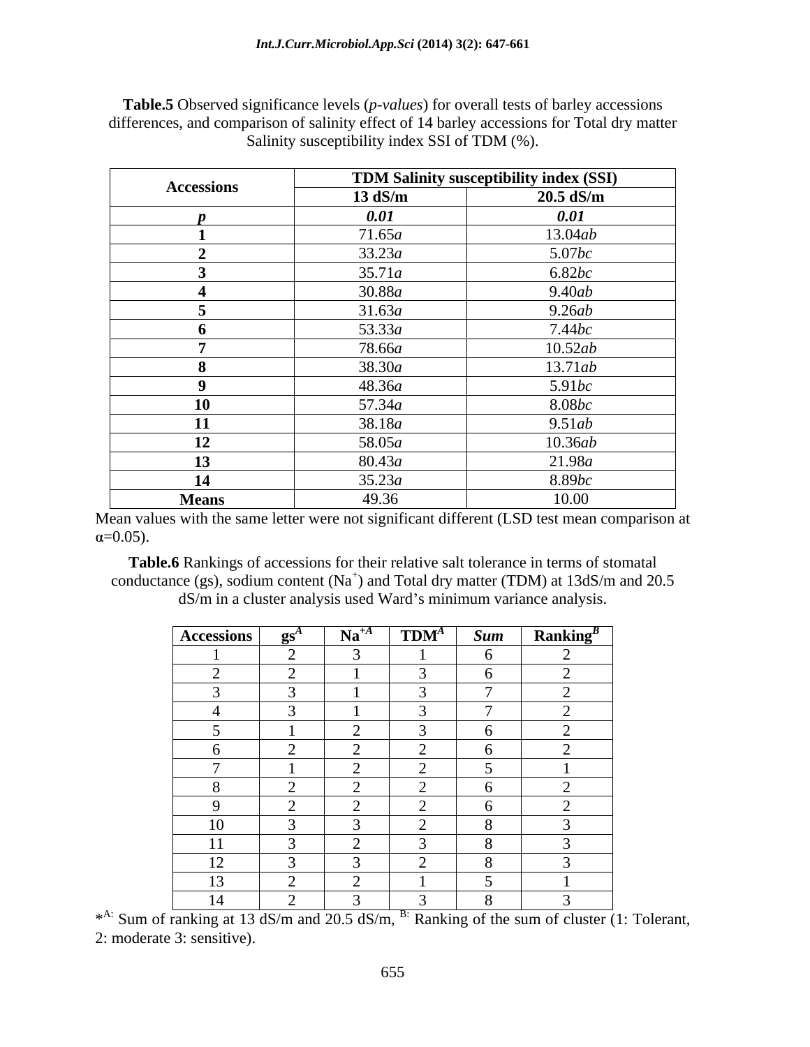**Table.5** Observed significance levels (*p-values*) for overall tests of barley accessions differences, and comparison of salinity effect of 14 barley accessions for Total dry matter Salinity susceptibility index SSI of TDM (%).

| Accessions | TDM Salinity susceptibility index (SSI) | |
|---|---|---|
| | **13 dS/m** | **20.5 dS/m** |
| ***p*** | ***0.01*** | ***0.01*** |
| **1** | 71.65*a* | 13.04*ab* |
| **2** | 33.23*a* | 5.07*bc* |
| **3** | 35.71*a* | 6.82*bc* |
| **4** | 30.88*a* | 9.40*ab* |
| **5** | 31.63*a* | 9.26*ab* |
| **6** | 53.33*a* | 7.44*bc* |
| **7** | 78.66*a* | 10.52*ab* |
| **8** | 38.30*a* | 13.71*ab* |
| **9** | 48.36*a* | 5.91*bc* |
| **10** | 57.34*a* | 8.08*bc* |
| **11** | 38.18*a* | 9.51*ab* |
| **12** | 58.05*a* | 10.36*ab* |
| **13** | 80.43*a* | 21.98*a* |
| **14** | 35.23*a* | 8.89*bc* |
| **Means** | 49.36 | 10.00 |

Mean values with the same letter were not significant different (LSD test mean comparison at $\alpha$=0.05).

**Table.6** Rankings of accessions for their relative salt tolerance in terms of stomatal conductance (gs), sodium content ($Na^+$) and Total dry matter (TDM) at 13dS/m and 20.5 dS/m in a cluster analysis used Ward's minimum variance analysis.

| Accessions | gs[A] | $Na^{+A}$ | TDM[A] | *Sum* | Ranking[B] |
|---|---|---|---|---|---|
| 1 | 2 | 3 | 1 | 6 | 2 |
| 2 | 2 | 1 | 3 | 6 | 2 |
| 3 | 3 | 1 | 3 | 7 | 2 |
| 4 | 3 | 1 | 3 | 7 | 2 |
| 5 | 1 | 2 | 3 | 6 | 2 |
| 6 | 2 | 2 | 2 | 6 | 2 |
| 7 | 1 | 2 | 2 | 5 | 1 |
| 8 | 2 | 2 | 2 | 6 | 2 |
| 9 | 2 | 2 | 2 | 6 | 2 |
| 10 | 3 | 3 | 2 | 8 | 3 |
| 11 | 3 | 2 | 3 | 8 | 3 |
| 12 | 3 | 3 | 2 | 8 | 3 |
| 13 | 2 | 2 | 1 | 5 | 1 |
| 14 | 2 | 3 | 3 | 8 | 3 |

*[A:] Sum of ranking at 13 dS/m and 20.5 dS/m, [B:] Ranking of the sum of cluster (1: Tolerant, 2: moderate 3: sensitive).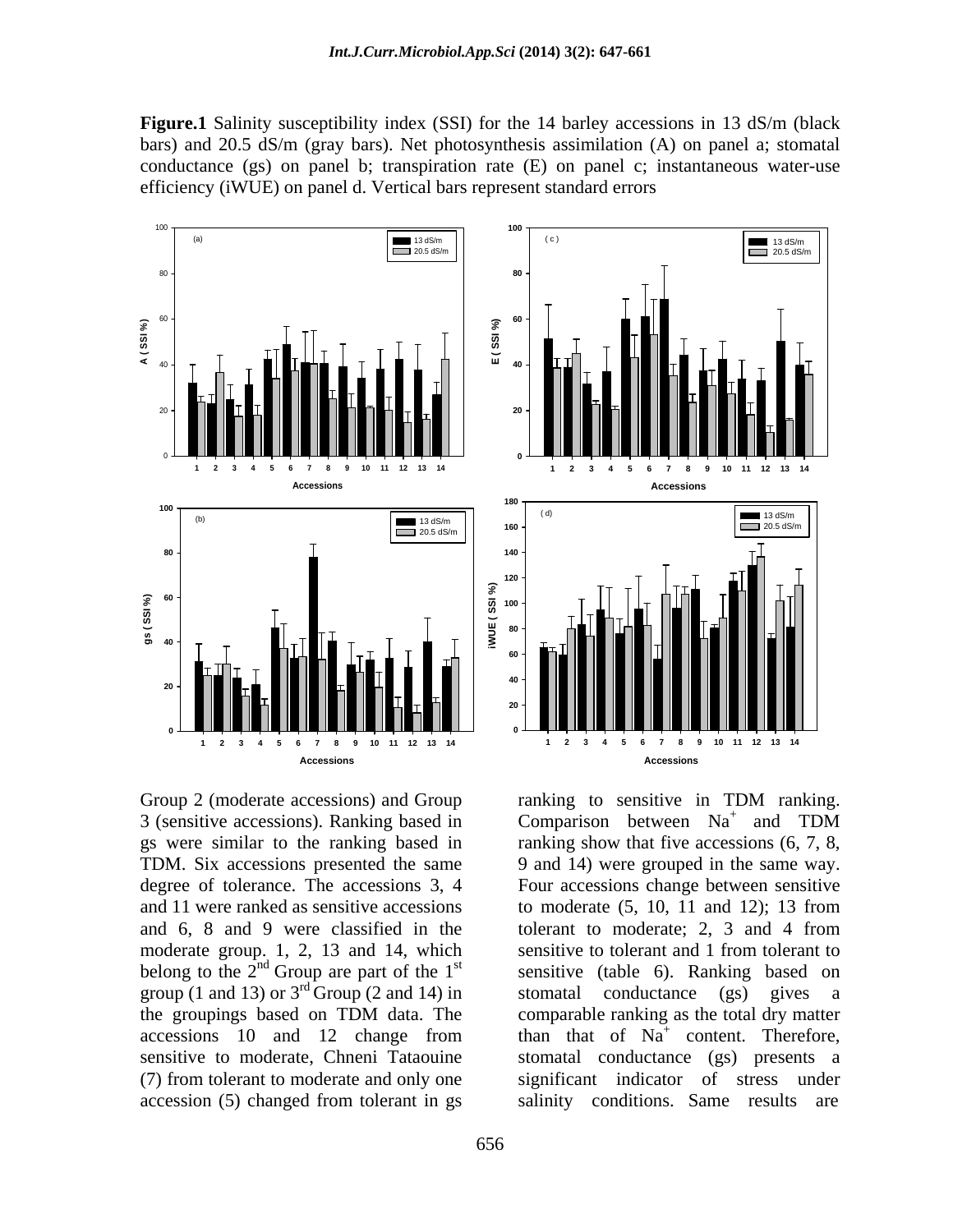**Figure.1** Salinity susceptibility index (SSI) for the 14 barley accessions in 13 dS/m (black bars) and 20.5 dS/m (gray bars). Net photosynthesis assimilation (A) on panel a; stomatal conductance (gs) on panel b; transpiration rate (E) on panel c; instantaneous water-use efficiency (iWUE) on panel d. Vertical bars represent standard errors

Group 2 (moderate accessions) and Group 3 (sensitive accessions). Ranking based in gs were similar to the ranking based in TDM. Six accessions presented the same degree of tolerance. The accessions 3, 4 and 11 were ranked as sensitive accessions and 6, 8 and 9 were classified in the moderate group. 1, 2, 13 and 14, which belong to the 2nd Group are part of the 1st group (1 and 13) or 3rd Group (2 and 14) in the groupings based on TDM data. The accessions 10 and 12 change from sensitive to moderate, Chneni Tataouine (7) from tolerant to moderate and only one accession (5) changed from tolerant in gs ranking to sensitive in TDM ranking. Comparison between $Na^+$ and TDM ranking show that five accessions (6, 7, 8, 9 and 14) were grouped in the same way. Four accessions change between sensitive to moderate (5, 10, 11 and 12); 13 from tolerant to moderate; 2, 3 and 4 from sensitive to tolerant and 1 from tolerant to sensitive (table 6). Ranking based on stomatal conductance (gs) gives a comparable ranking as the total dry matter than that of $Na^+$ content. Therefore, stomatal conductance (gs) presents a significant indicator of stress under salinity conditions. Same results are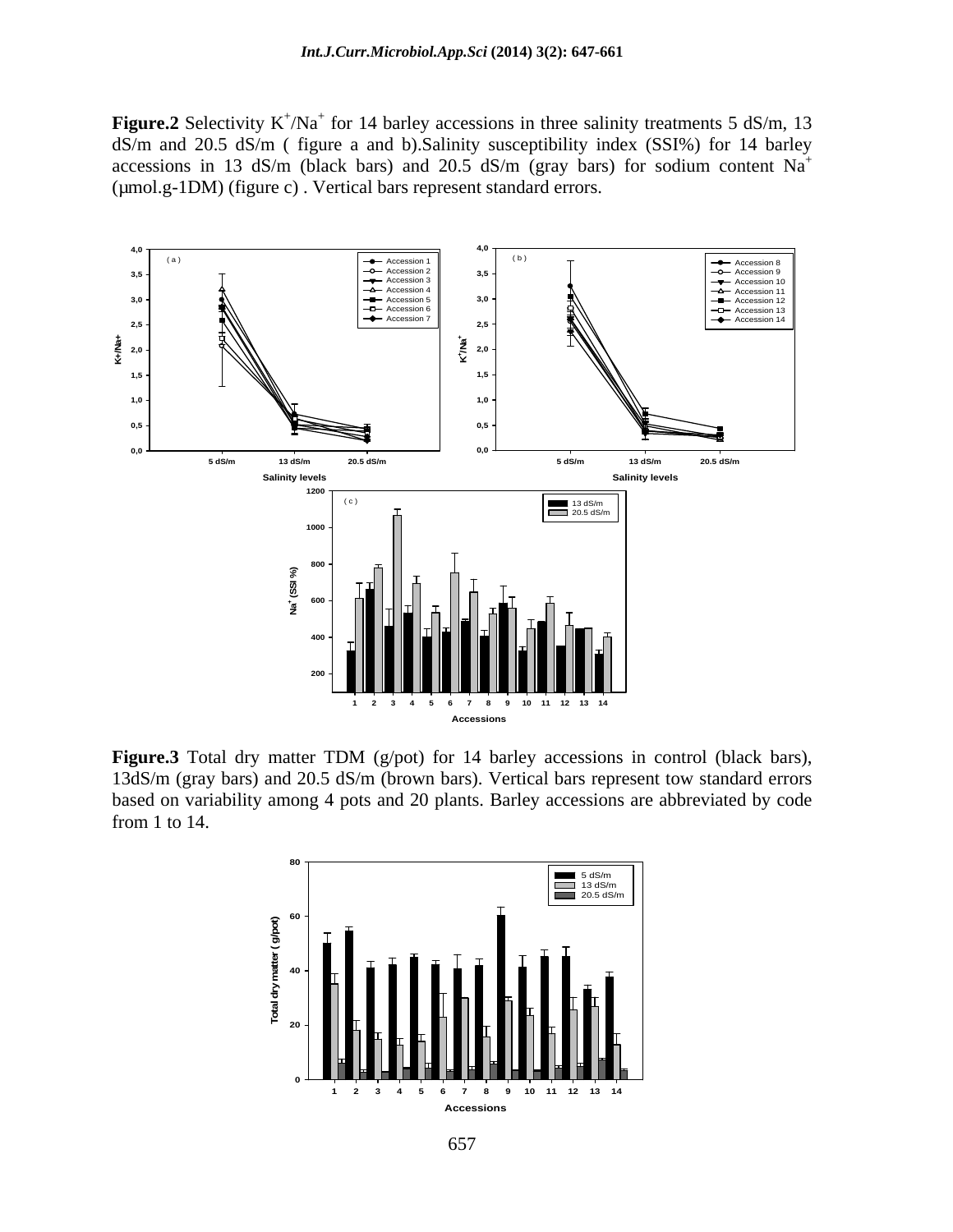**Figure.2** Selectivity $K^+/Na^+$ for 14 barley accessions in three salinity treatments 5 dS/m, 13 dS/m and 20.5 dS/m ( figure a and b).Salinity susceptibility index (SSI%) for 14 barley accessions in 13 dS/m (black bars) and 20.5 dS/m (gray bars) for sodium content $Na^+$ (µmol.g-1DM) (figure c) . Vertical bars represent standard errors.

**Figure.3** Total dry matter TDM (g/pot) for 14 barley accessions in control (black bars), 13dS/m (gray bars) and 20.5 dS/m (brown bars). Vertical bars represent tow standard errors based on variability among 4 pots and 20 plants. Barley accessions are abbreviated by code from 1 to 14.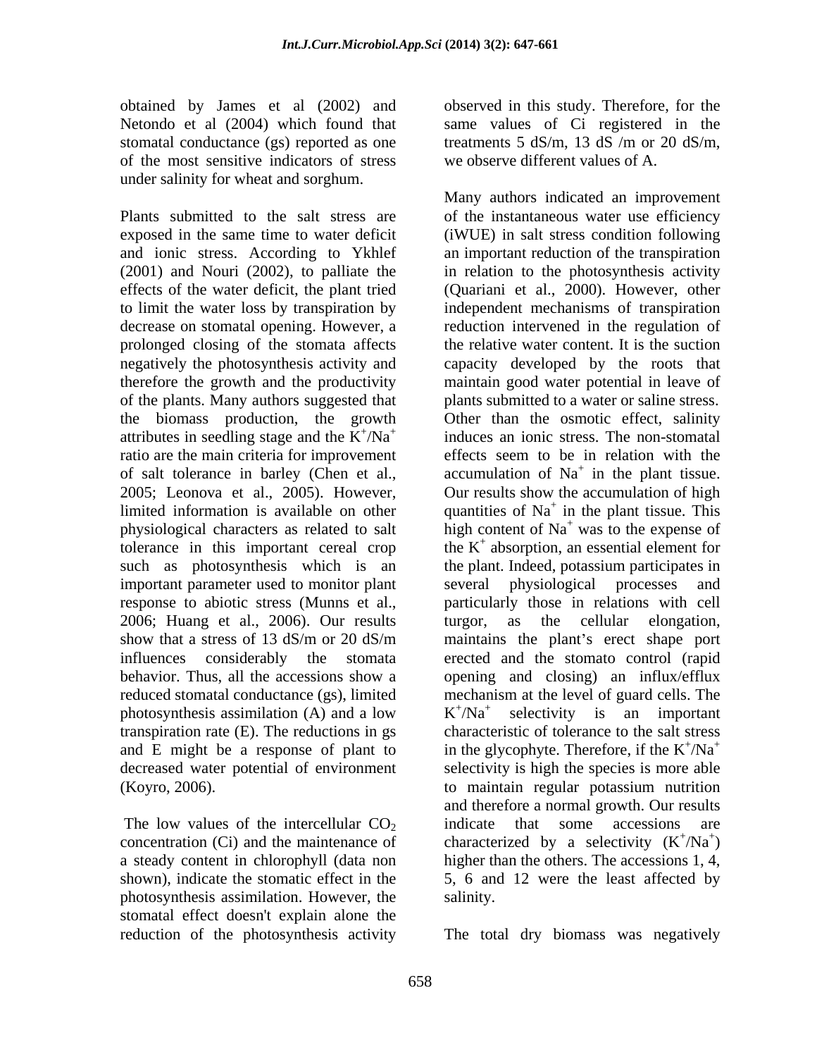obtained by James et al (2002) and Netondo et al (2004) which found that stomatal conductance (gs) reported as one of the most sensitive indicators of stress under salinity for wheat and sorghum.

Plants submitted to the salt stress are exposed in the same time to water deficit and ionic stress. According to Ykhlef (2001) and Nouri (2002), to palliate the effects of the water deficit, the plant tried to limit the water loss by transpiration by decrease on stomatal opening. However, a prolonged closing of the stomata affects negatively the photosynthesis activity and therefore the growth and the productivity of the plants. Many authors suggested that the biomass production, the growth attributes in seedling stage and the $K^+/Na^+$ ratio are the main criteria for improvement of salt tolerance in barley (Chen et al., 2005; Leonova et al., 2005). However, limited information is available on other physiological characters as related to salt tolerance in this important cereal crop such as photosynthesis which is an important parameter used to monitor plant response to abiotic stress (Munns et al., 2006; Huang et al., 2006). Our results show that a stress of 13 dS/m or 20 dS/m influences considerably the stomata behavior. Thus, all the accessions show a reduced stomatal conductance (gs), limited photosynthesis assimilation (A) and a low transpiration rate (E). The reductions in gs and E might be a response of plant to decreased water potential of environment (Koyro, 2006).

The low values of the intercellular $CO_2$ concentration (Ci) and the maintenance of a steady content in chlorophyll (data non shown), indicate the stomatic effect in the photosynthesis assimilation. However, the stomatal effect doesn't explain alone the reduction of the photosynthesis activity observed in this study. Therefore, for the same values of Ci registered in the treatments 5 dS/m, 13 dS /m or 20 dS/m, we observe different values of A.

Many authors indicated an improvement of the instantaneous water use efficiency (iWUE) in salt stress condition following an important reduction of the transpiration in relation to the photosynthesis activity (Quariani et al., 2000). However, other independent mechanisms of transpiration reduction intervened in the regulation of the relative water content. It is the suction capacity developed by the roots that maintain good water potential in leave of plants submitted to a water or saline stress. Other than the osmotic effect, salinity induces an ionic stress. The non-stomatal effects seem to be in relation with the accumulation of $Na^+$ in the plant tissue. Our results show the accumulation of high quantities of $Na^+$ in the plant tissue. This high content of $Na^+$ was to the expense of the $K^+$ absorption, an essential element for the plant. Indeed, potassium participates in several physiological processes and particularly those in relations with cell turgor, as the cellular elongation, maintains the plant's erect shape port erected and the stomato control (rapid opening and closing) an influx/efflux mechanism at the level of guard cells. The $K^+/Na^+$ selectivity is an important characteristic of tolerance to the salt stress in the glycophyte. Therefore, if the $K^+/Na^+$ selectivity is high the species is more able to maintain regular potassium nutrition and therefore a normal growth. Our results indicate that some accessions are characterized by a selectivity ($K^+/Na^+$) higher than the others. The accessions 1, 4, 5, 6 and 12 were the least affected by salinity.

The total dry biomass was negatively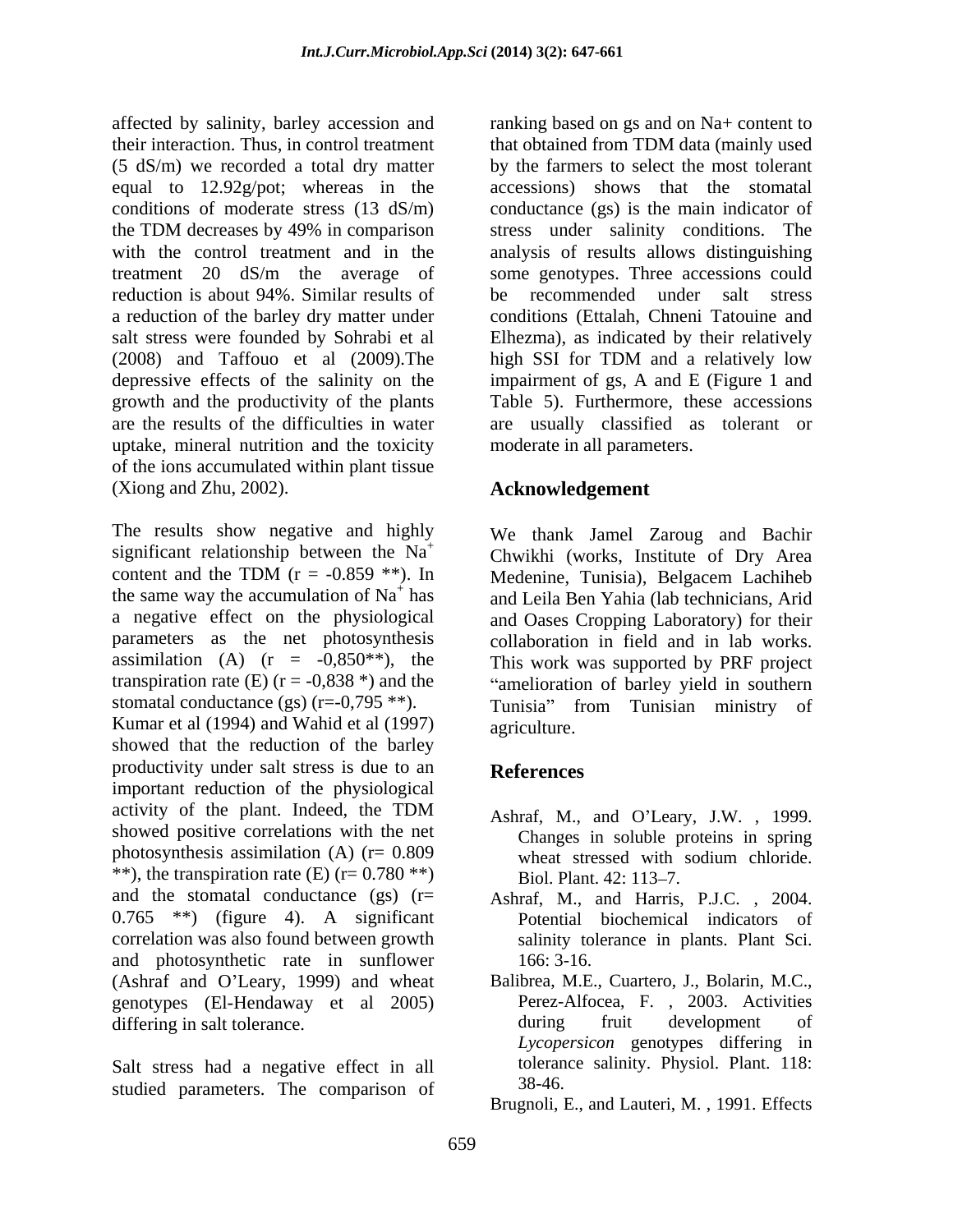affected by salinity, barley accession and their interaction. Thus, in control treatment (5 dS/m) we recorded a total dry matter equal to 12.92g/pot; whereas in the conditions of moderate stress (13 dS/m) the TDM decreases by 49% in comparison with the control treatment and in the treatment 20 dS/m the average of reduction is about 94%. Similar results of a reduction of the barley dry matter under salt stress were founded by Sohrabi et al (2008) and Taffouo et al (2009).The depressive effects of the salinity on the growth and the productivity of the plants are the results of the difficulties in water uptake, mineral nutrition and the toxicity of the ions accumulated within plant tissue (Xiong and Zhu, 2002).

The results show negative and highly significant relationship between the $Na^+$ content and the TDM (r = -0.859 **). In the same way the accumulation of $Na^+$ has a negative effect on the physiological parameters as the net photosynthesis assimilation (A) (r = -0,850**), the transpiration rate (E) (r = -0,838 *) and the stomatal conductance (gs) (r=-0,795 **). Kumar et al (1994) and Wahid et al (1997) showed that the reduction of the barley productivity under salt stress is due to an important reduction of the physiological activity of the plant. Indeed, the TDM showed positive correlations with the net photosynthesis assimilation (A) (r= 0.809 **), the transpiration rate (E) (r= 0.780 **) and the stomatal conductance (gs) (r= 0.765 **) (figure 4). A significant correlation was also found between growth and photosynthetic rate in sunflower (Ashraf and O'Leary, 1999) and wheat genotypes (El-Hendaway et al 2005) differing in salt tolerance.

Salt stress had a negative effect in all studied parameters. The comparison of ranking based on gs and on Na+ content to that obtained from TDM data (mainly used by the farmers to select the most tolerant accessions) shows that the stomatal conductance (gs) is the main indicator of stress under salinity conditions. The analysis of results allows distinguishing some genotypes. Three accessions could be recommended under salt stress conditions (Ettalah, Chneni Tatouine and Elhezma), as indicated by their relatively high SSI for TDM and a relatively low impairment of gs, A and E (Figure 1 and Table 5). Furthermore, these accessions are usually classified as tolerant or moderate in all parameters.

## Acknowledgement

We thank Jamel Zaroug and Bachir Chwikhi (works, Institute of Dry Area Medenine, Tunisia), Belgacem Lachiheb and Leila Ben Yahia (lab technicians, Arid and Oases Cropping Laboratory) for their collaboration in field and in lab works. This work was supported by PRF project "amelioration of barley yield in southern Tunisia" from Tunisian ministry of agriculture.

## References

Ashraf, M., and O'Leary, J.W. , 1999. Changes in soluble proteins in spring wheat stressed with sodium chloride. Biol. Plant. 42: 113–7.

Ashraf, M., and Harris, P.J.C. , 2004. Potential biochemical indicators of salinity tolerance in plants. Plant Sci. 166: 3-16.

Balibrea, M.E., Cuartero, J., Bolarin, M.C., Perez-Alfocea, F. , 2003. Activities during fruit development of *Lycopersicon* genotypes differing in tolerance salinity. Physiol. Plant. 118: 38-46.

Brugnoli, E., and Lauteri, M. , 1991. Effects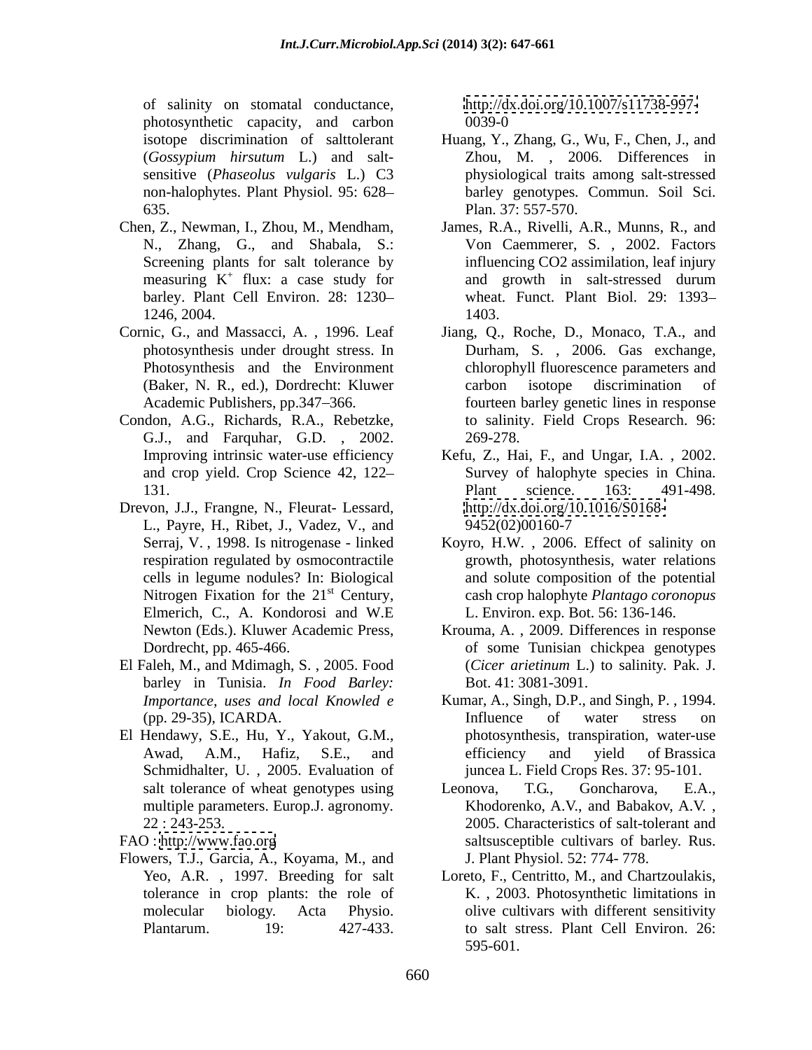of salinity on stomatal conductance, photosynthetic capacity, and carbon isotope discrimination of salttolerant (*Gossypium hirsutum* L.) and salt-sensitive (*Phaseolus vulgaris* L.) C3 non-halophytes. Plant Physiol. 95: 628–635.

Chen, Z., Newman, I., Zhou, M., Mendham, N., Zhang, G., and Shabala, S.: Screening plants for salt tolerance by measuring $K^+$ flux: a case study for barley. Plant Cell Environ. 28: 1230–1246, 2004.

Cornic, G., and Massacci, A. , 1996. Leaf photosynthesis under drought stress. In Photosynthesis and the Environment (Baker, N. R., ed.), Dordrecht: Kluwer Academic Publishers, pp.347–366.

Condon, A.G., Richards, R.A., Rebetzke, G.J., and Farquhar, G.D. , 2002. Improving intrinsic water-use efficiency and crop yield. Crop Science 42, 122–131.

Drevon, J.J., Frangne, N., Fleurat- Lessard, L., Payre, H., Ribet, J., Vadez, V., and Serraj, V. , 1998. Is nitrogenase - linked respiration regulated by osmocontractile cells in legume nodules? In: Biological Nitrogen Fixation for the 21st Century, Elmerich, C., A. Kondorosi and W.E Newton (Eds.). Kluwer Academic Press, Dordrecht, pp. 465-466.

El Faleh, M., and Mdimagh, S. , 2005. Food barley in Tunisia. *In Food Barley: Importance, uses and local Knowled e* (pp. 29-35), ICARDA.

El Hendawy, S.E., Hu, Y., Yakout, G.M., Awad, A.M., Hafiz, S.E., and Schmidhalter, U. , 2005. Evaluation of salt tolerance of wheat genotypes using multiple parameters. Europ.J. agronomy. 22 : 243-253.

FAO : http://www.fao.org

Flowers, T.J., Garcia, A., Koyama, M., and Yeo, A.R. , 1997. Breeding for salt tolerance in crop plants: the role of molecular biology. Acta Physio. Plantarum. 19: 427-433. http://dx.doi.org/10.1007/s11738-997-0039-0

Huang, Y., Zhang, G., Wu, F., Chen, J., and Zhou, M. , 2006. Differences in physiological traits among salt-stressed barley genotypes. Commun. Soil Sci. Plan. 37: 557-570.

James, R.A., Rivelli, A.R., Munns, R., and Von Caemmerer, S. , 2002. Factors influencing CO2 assimilation, leaf injury and growth in salt-stressed durum wheat. Funct. Plant Biol. 29: 1393–1403.

Jiang, Q., Roche, D., Monaco, T.A., and Durham, S. , 2006. Gas exchange, chlorophyll fluorescence parameters and carbon isotope discrimination of fourteen barley genetic lines in response to salinity. Field Crops Research. 96: 269-278.

Kefu, Z., Hai, F., and Ungar, I.A. , 2002. Survey of halophyte species in China. Plant science. 163: 491-498. http://dx.doi.org/10.1016/S0168-9452(02)00160-7

Koyro, H.W. , 2006. Effect of salinity on growth, photosynthesis, water relations and solute composition of the potential cash crop halophyte *Plantago coronopus* L. Environ. exp. Bot. 56: 136-146.

Krouma, A. , 2009. Differences in response of some Tunisian chickpea genotypes (*Cicer arietinum* L.) to salinity. Pak. J. Bot. 41: 3081-3091.

Kumar, A., Singh, D.P., and Singh, P. , 1994. Influence of water stress on photosynthesis, transpiration, water-use efficiency and yield of Brassica juncea L. Field Crops Res. 37: 95-101.

Leonova, T.G., Goncharova, E.A., Khodorenko, A.V., and Babakov, A.V. , 2005. Characteristics of salt-tolerant and saltsusceptible cultivars of barley. Rus. J. Plant Physiol. 52: 774- 778.

Loreto, F., Centritto, M., and Chartzoulakis, K. , 2003. Photosynthetic limitations in olive cultivars with different sensitivity to salt stress. Plant Cell Environ. 26: 595-601.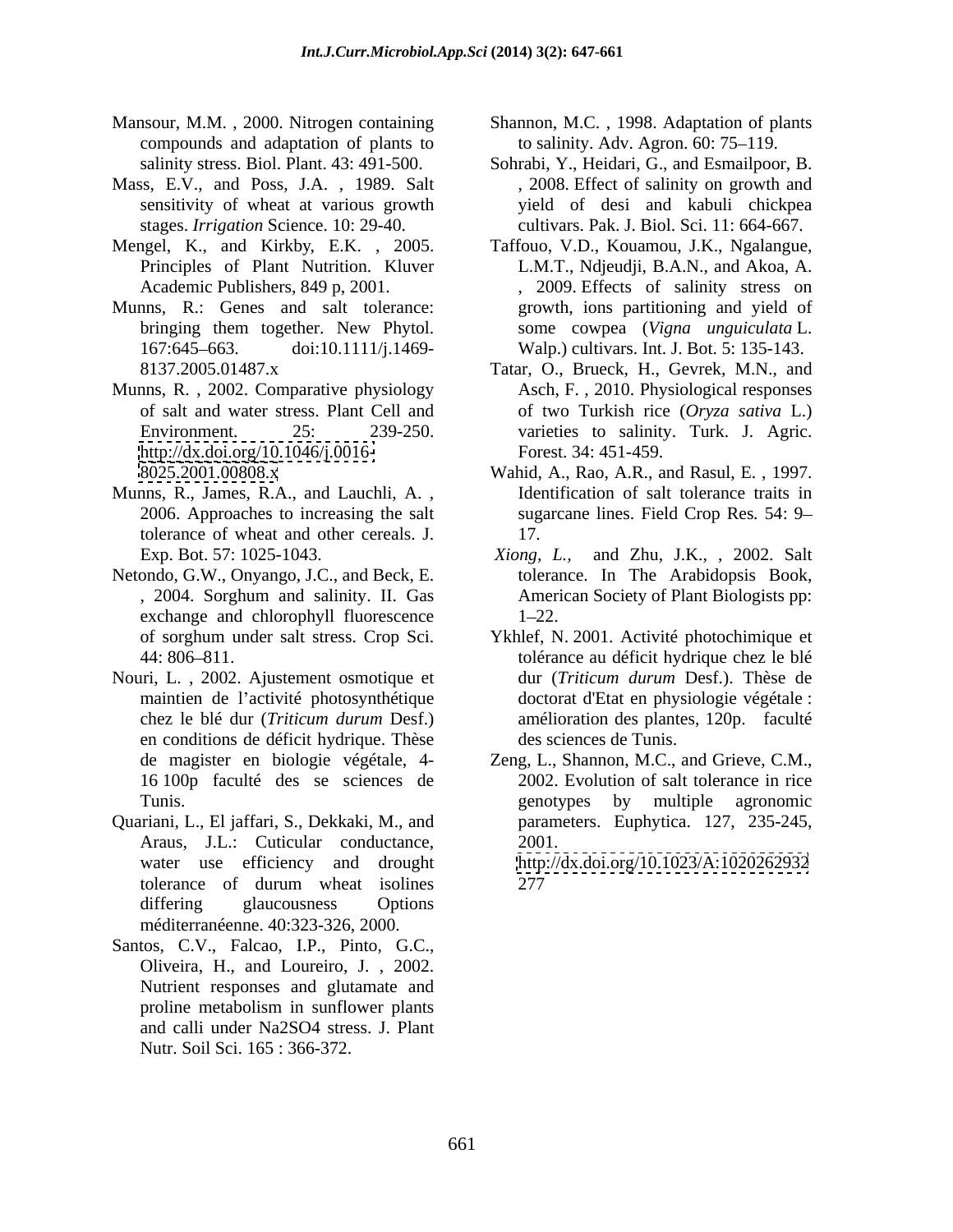Mansour, M.M. , 2000. Nitrogen containing compounds and adaptation of plants to salinity stress. Biol. Plant. 43: 491-500.

Mass, E.V., and Poss, J.A. , 1989. Salt sensitivity of wheat at various growth stages. *Irrigation* Science. 10: 29-40.

Mengel, K., and Kirkby, E.K. , 2005. Principles of Plant Nutrition. Kluver Academic Publishers, 849 p, 2001.

Munns, R.: Genes and salt tolerance: bringing them together. New Phytol. 167:645–663. doi:10.1111/j.1469-8137.2005.01487.x

Munns, R. , 2002. Comparative physiology of salt and water stress. Plant Cell and Environment. 25: 239-250. http://dx.doi.org/10.1046/j.0016-8025.2001.00808.x

Munns, R., James, R.A., and Lauchli, A. , 2006. Approaches to increasing the salt tolerance of wheat and other cereals. J. Exp. Bot. 57: 1025-1043.

Netondo, G.W., Onyango, J.C., and Beck, E. , 2004. Sorghum and salinity. II. Gas exchange and chlorophyll fluorescence of sorghum under salt stress. Crop Sci. 44: 806–811.

Nouri, L. , 2002. Ajustement osmotique et maintien de l'activité photosynthétique chez le blé dur (*Triticum durum* Desf.) en conditions de déficit hydrique. Thèse de magister en biologie végétale, 4-16 100p faculté des se sciences de Tunis.

Quariani, L., El jaffari, S., Dekkaki, M., and Araus, J.L.: Cuticular conductance, water use efficiency and drought tolerance of durum wheat isolines differing glaucousness Options méditerranéenne. 40:323-326, 2000.

Santos, C.V., Falcao, I.P., Pinto, G.C., Oliveira, H., and Loureiro, J. , 2002. Nutrient responses and glutamate and proline metabolism in sunflower plants and calli under Na2SO4 stress. J. Plant Nutr. Soil Sci. 165 : 366-372.

Shannon, M.C. , 1998. Adaptation of plants to salinity. Adv. Agron. 60: 75–119.

Sohrabi, Y., Heidari, G., and Esmailpoor, B. , 2008. Effect of salinity on growth and yield of desi and kabuli chickpea cultivars. Pak. J. Biol. Sci. 11: 664-667.

Taffouo, V.D., Kouamou, J.K., Ngalangue, L.M.T., Ndjeudji, B.A.N., and Akoa, A. , 2009. Effects of salinity stress on growth, ions partitioning and yield of some cowpea (*Vigna unguiculata* L. Walp.) cultivars. Int. J. Bot. 5: 135-143.

Tatar, O., Brueck, H., Gevrek, M.N., and Asch, F. , 2010. Physiological responses of two Turkish rice (*Oryza sativa* L.) varieties to salinity. Turk. J. Agric. Forest. 34: 451-459.

Wahid, A., Rao, A.R., and Rasul, E. , 1997. Identification of salt tolerance traits in sugarcane lines. Field Crop Res. 54: 9–17.

*Xiong, L.,* and Zhu, J.K., , 2002. Salt tolerance. In The Arabidopsis Book, American Society of Plant Biologists pp: 1–22.

Ykhlef, N. 2001. Activité photochimique et tolérance au déficit hydrique chez le blé dur (*Triticum durum* Desf.). Thèse de doctorat d'Etat en physiologie végétale : amélioration des plantes, 120p. faculté des sciences de Tunis.

Zeng, L., Shannon, M.C., and Grieve, C.M., 2002. Evolution of salt tolerance in rice genotypes by multiple agronomic parameters. Euphytica. 127, 235-245, 2001. http://dx.doi.org/10.1023/A:1020262932277